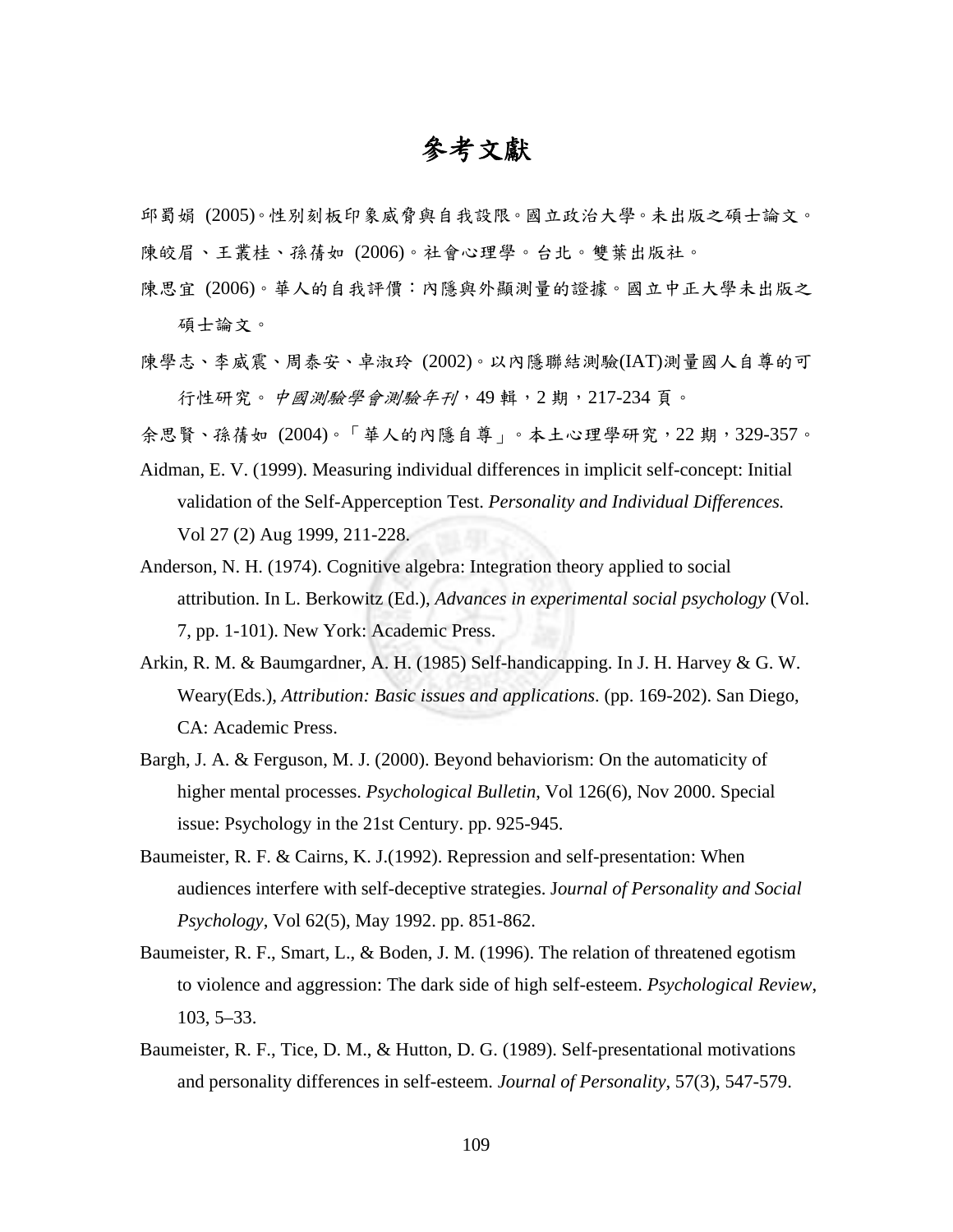# 參考文獻

邱蜀娟 (2005)。性別刻板印象威脅與自我設限。國立政治大學。未出版之碩士論文。

陳皎眉、王叢桂、孫蒨如 (2006)。社會心理學。台北。雙葉出版社。

陳思宜 (2006)。華人的自我評價：內隱與外顯測量的證據。國立中正大學未出版之碩士論文。

陳學志、李威震、周泰安、卓淑玲 (2002)。以內隱聯結測驗(IAT)測量國人自尊的可行性研究。*中國測驗學會測驗年刊*，49 輯，2 期，217-234 頁。

余思賢、孫蒨如 (2004)。「華人的內隱自尊」。本土心理學研究，22 期，329-357。

Aidman, E. V. (1999). Measuring individual differences in implicit self-concept: Initial validation of the Self-Apperception Test. *Personality and Individual Differences.* Vol 27 (2) Aug 1999, 211-228.

Anderson, N. H. (1974). Cognitive algebra: Integration theory applied to social attribution. In L. Berkowitz (Ed.), *Advances in experimental social psychology* (Vol. 7, pp. 1-101). New York: Academic Press.

Arkin, R. M. & Baumgardner, A. H. (1985) Self-handicapping. In J. H. Harvey & G. W. Weary(Eds.), *Attribution: Basic issues and applications*. (pp. 169-202). San Diego, CA: Academic Press.

Bargh, J. A. & Ferguson, M. J. (2000). Beyond behaviorism: On the automaticity of higher mental processes. *Psychological Bulletin*, Vol 126(6), Nov 2000. Special issue: Psychology in the 21st Century. pp. 925-945.

Baumeister, R. F. & Cairns, K. J.(1992). Repression and self-presentation: When audiences interfere with self-deceptive strategies. J*ournal of Personality and Social Psychology*, Vol 62(5), May 1992. pp. 851-862.

Baumeister, R. F., Smart, L., & Boden, J. M. (1996). The relation of threatened egotism to violence and aggression: The dark side of high self-esteem. *Psychological Review*, 103, 5–33.

Baumeister, R. F., Tice, D. M., & Hutton, D. G. (1989). Self-presentational motivations and personality differences in self-esteem. *Journal of Personality*, 57(3), 547-579.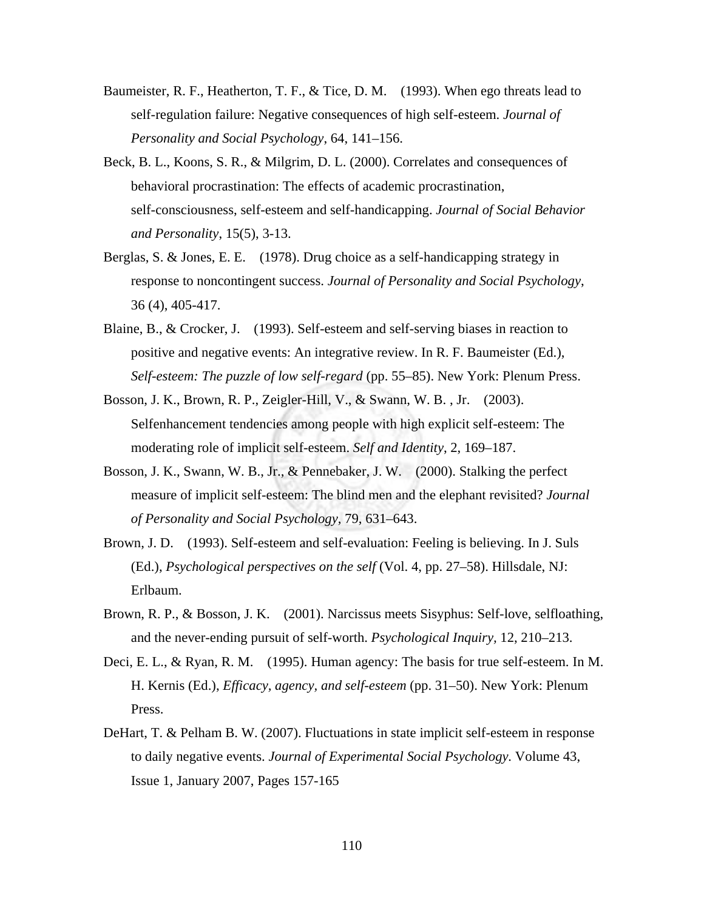Baumeister, R. F., Heatherton, T. F., & Tice, D. M. (1993). When ego threats lead to self-regulation failure: Negative consequences of high self-esteem. *Journal of Personality and Social Psychology*, 64, 141–156.

Beck, B. L., Koons, S. R., & Milgrim, D. L. (2000). Correlates and consequences of behavioral procrastination: The effects of academic procrastination, self-consciousness, self-esteem and self-handicapping. *Journal of Social Behavior and Personality*, 15(5), 3-13.

Berglas, S. & Jones, E. E. (1978). Drug choice as a self-handicapping strategy in response to noncontingent success. *Journal of Personality and Social Psychology*, 36 (4), 405-417.

Blaine, B., & Crocker, J. (1993). Self-esteem and self-serving biases in reaction to positive and negative events: An integrative review. In R. F. Baumeister (Ed.), *Self-esteem: The puzzle of low self-regard* (pp. 55–85). New York: Plenum Press.

Bosson, J. K., Brown, R. P., Zeigler-Hill, V., & Swann, W. B. , Jr. (2003). Selfenhancement tendencies among people with high explicit self-esteem: The moderating role of implicit self-esteem. *Self and Identity*, 2, 169–187.

Bosson, J. K., Swann, W. B., Jr., & Pennebaker, J. W. (2000). Stalking the perfect measure of implicit self-esteem: The blind men and the elephant revisited? *Journal of Personality and Social Psychology*, 79, 631–643.

Brown, J. D. (1993). Self-esteem and self-evaluation: Feeling is believing. In J. Suls (Ed.), *Psychological perspectives on the self* (Vol. 4, pp. 27–58). Hillsdale, NJ: Erlbaum.

Brown, R. P., & Bosson, J. K. (2001). Narcissus meets Sisyphus: Self-love, selfloathing, and the never-ending pursuit of self-worth. *Psychological Inquiry,* 12, 210–213.

Deci, E. L., & Ryan, R. M. (1995). Human agency: The basis for true self-esteem. In M. H. Kernis (Ed.), *Efficacy, agency, and self-esteem* (pp. 31–50). New York: Plenum Press.

DeHart, T. & Pelham B. W. (2007). Fluctuations in state implicit self-esteem in response to daily negative events. *Journal of Experimental Social Psychology.* Volume 43, Issue 1, January 2007, Pages 157-165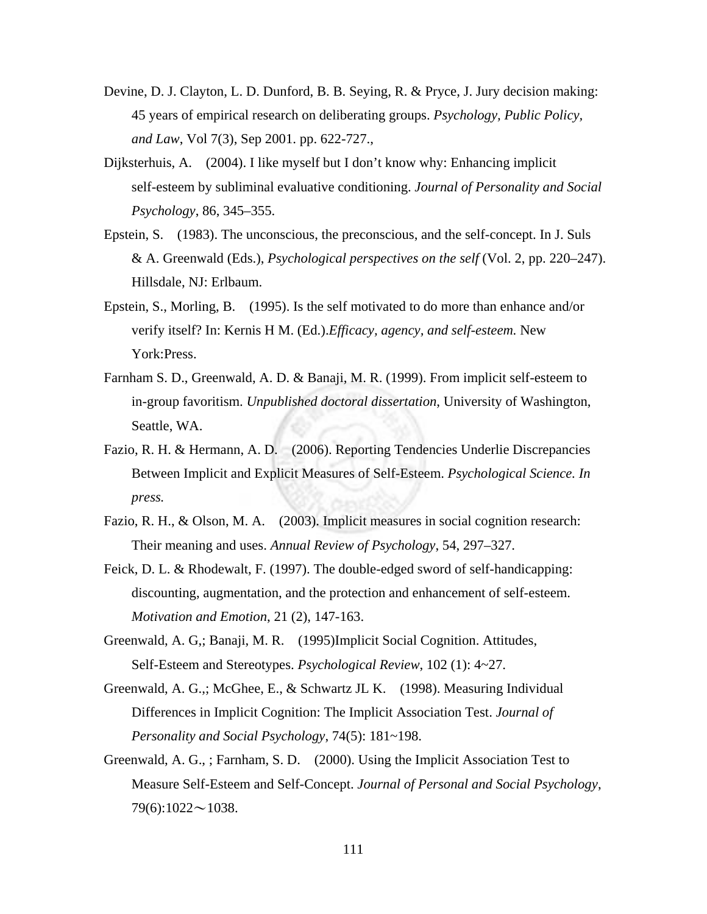Devine, D. J. Clayton, L. D. Dunford, B. B. Seying, R. & Pryce, J. Jury decision making: 45 years of empirical research on deliberating groups. *Psychology, Public Policy, and Law*, Vol 7(3), Sep 2001. pp. 622-727.,

Dijksterhuis, A. (2004). I like myself but I don't know why: Enhancing implicit self-esteem by subliminal evaluative conditioning. *Journal of Personality and Social Psychology*, 86, 345–355.

Epstein, S. (1983). The unconscious, the preconscious, and the self-concept. In J. Suls & A. Greenwald (Eds.), *Psychological perspectives on the self* (Vol. 2, pp. 220–247). Hillsdale, NJ: Erlbaum.

Epstein, S., Morling, B. (1995). Is the self motivated to do more than enhance and/or verify itself? In: Kernis H M. (Ed.).*Efficacy, agency, and self-esteem.* New York:Press.

Farnham S. D., Greenwald, A. D. & Banaji, M. R. (1999). From implicit self-esteem to in-group favoritism. *Unpublished doctoral dissertation*, University of Washington, Seattle, WA.

Fazio, R. H. & Hermann, A. D. (2006). Reporting Tendencies Underlie Discrepancies Between Implicit and Explicit Measures of Self-Esteem. *Psychological Science. In press.*

Fazio, R. H., & Olson, M. A. (2003). Implicit measures in social cognition research: Their meaning and uses. *Annual Review of Psychology*, 54, 297–327.

Feick, D. L. & Rhodewalt, F. (1997). The double-edged sword of self-handicapping: discounting, augmentation, and the protection and enhancement of self-esteem. *Motivation and Emotion*, 21 (2), 147-163.

Greenwald, A. G,; Banaji, M. R. (1995)Implicit Social Cognition. Attitudes, Self-Esteem and Stereotypes. *Psychological Review*, 102 (1): 4~27.

Greenwald, A. G.,; McGhee, E., & Schwartz JL K. (1998). Measuring Individual Differences in Implicit Cognition: The Implicit Association Test. *Journal of Personality and Social Psychology*, 74(5): 181~198.

Greenwald, A. G., ; Farnham, S. D. (2000). Using the Implicit Association Test to Measure Self-Esteem and Self-Concept. *Journal of Personal and Social Psychology*, 79(6):1022～1038.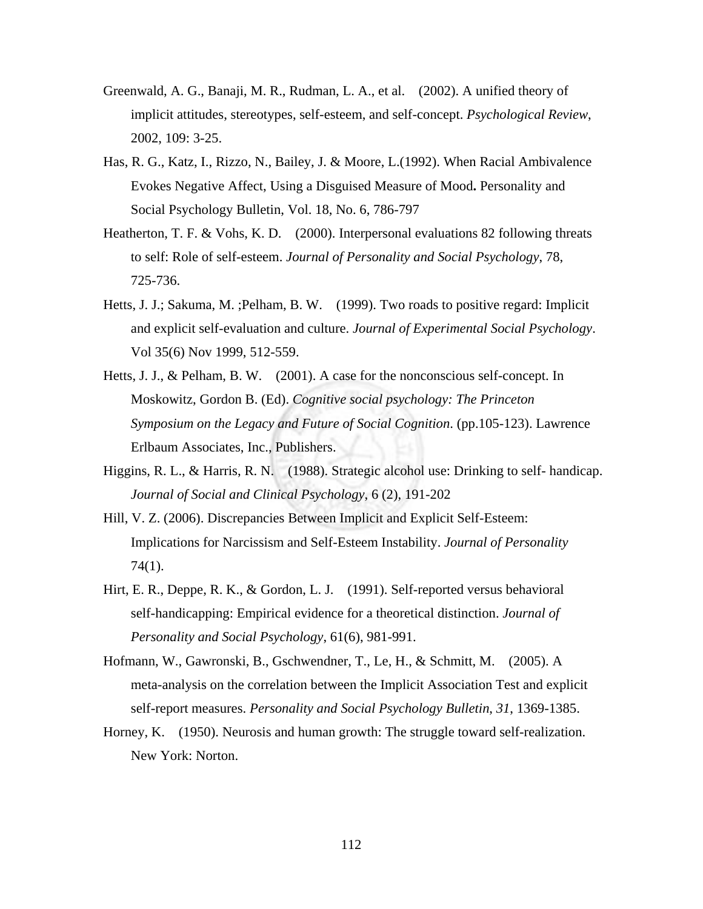Greenwald, A. G., Banaji, M. R., Rudman, L. A., et al. (2002). A unified theory of implicit attitudes, stereotypes, self-esteem, and self-concept. *Psychological Review*, 2002, 109: 3-25.

Has, R. G., Katz, I., Rizzo, N., Bailey, J. & Moore, L.(1992). When Racial Ambivalence Evokes Negative Affect, Using a Disguised Measure of Mood**.** Personality and Social Psychology Bulletin, Vol. 18, No. 6, 786-797

Heatherton, T. F. & Vohs, K. D. (2000). Interpersonal evaluations 82 following threats to self: Role of self-esteem. *Journal of Personality and Social Psychology*, 78, 725-736.

Hetts, J. J.; Sakuma, M. ;Pelham, B. W. (1999). Two roads to positive regard: Implicit and explicit self-evaluation and culture. *Journal of Experimental Social Psychology*. Vol 35(6) Nov 1999, 512-559.

Hetts, J. J., & Pelham, B. W. (2001). A case for the nonconscious self-concept. In Moskowitz, Gordon B. (Ed). *Cognitive social psychology: The Princeton Symposium on the Legacy and Future of Social Cognition*. (pp.105-123). Lawrence Erlbaum Associates, Inc., Publishers.

Higgins, R. L., & Harris, R. N. (1988). Strategic alcohol use: Drinking to self- handicap. *Journal of Social and Clinical Psychology*, 6 (2), 191-202

Hill, V. Z. (2006). Discrepancies Between Implicit and Explicit Self-Esteem: Implications for Narcissism and Self-Esteem Instability. *Journal of Personality* 74(1).

Hirt, E. R., Deppe, R. K., & Gordon, L. J. (1991). Self-reported versus behavioral self-handicapping: Empirical evidence for a theoretical distinction. *Journal of Personality and Social Psychology*, 61(6), 981-991.

Hofmann, W., Gawronski, B., Gschwendner, T., Le, H., & Schmitt, M. (2005). A meta-analysis on the correlation between the Implicit Association Test and explicit self-report measures. *Personality and Social Psychology Bulletin*, *31*, 1369-1385.

Horney, K. (1950). Neurosis and human growth: The struggle toward self-realization. New York: Norton.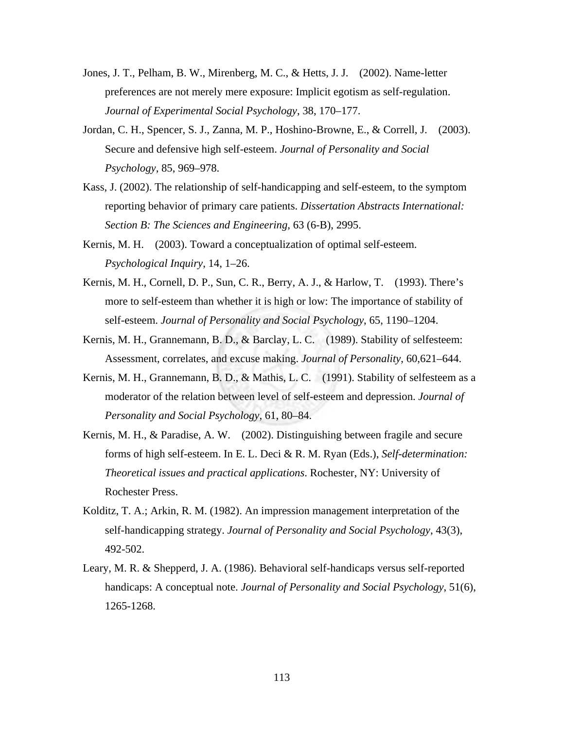Jones, J. T., Pelham, B. W., Mirenberg, M. C., & Hetts, J. J. (2002). Name-letter preferences are not merely mere exposure: Implicit egotism as self-regulation. *Journal of Experimental Social Psychology*, 38, 170–177.

Jordan, C. H., Spencer, S. J., Zanna, M. P., Hoshino-Browne, E., & Correll, J. (2003). Secure and defensive high self-esteem. *Journal of Personality and Social Psychology*, 85, 969–978.

Kass, J. (2002). The relationship of self-handicapping and self-esteem, to the symptom reporting behavior of primary care patients. *Dissertation Abstracts International: Section B: The Sciences and Engineering*, 63 (6-B), 2995.

Kernis, M. H. (2003). Toward a conceptualization of optimal self-esteem. *Psychological Inquiry*, 14, 1–26.

Kernis, M. H., Cornell, D. P., Sun, C. R., Berry, A. J., & Harlow, T. (1993). There's more to self-esteem than whether it is high or low: The importance of stability of self-esteem. *Journal of Personality and Social Psychology*, 65, 1190–1204.

Kernis, M. H., Grannemann, B. D., & Barclay, L. C. (1989). Stability of selfesteem: Assessment, correlates, and excuse making. *Journal of Personality*, 60,621–644.

Kernis, M. H., Grannemann, B. D., & Mathis, L. C. (1991). Stability of selfesteem as a moderator of the relation between level of self-esteem and depression. *Journal of Personality and Social Psychology*, 61, 80–84.

Kernis, M. H., & Paradise, A. W. (2002). Distinguishing between fragile and secure forms of high self-esteem. In E. L. Deci & R. M. Ryan (Eds.), *Self-determination: Theoretical issues and practical applications*. Rochester, NY: University of Rochester Press.

Kolditz, T. A.; Arkin, R. M. (1982). An impression management interpretation of the self-handicapping strategy. *Journal of Personality and Social Psychology*, 43(3), 492-502.

Leary, M. R. & Shepperd, J. A. (1986). Behavioral self-handicaps versus self-reported handicaps: A conceptual note. *Journal of Personality and Social Psychology*, 51(6), 1265-1268.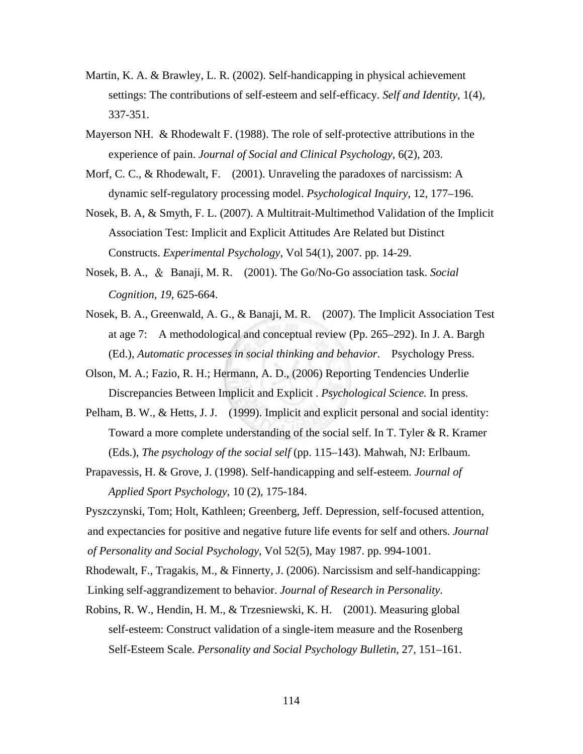Martin, K. A. & Brawley, L. R. (2002). Self-handicapping in physical achievement settings: The contributions of self-esteem and self-efficacy. *Self and Identity*, 1(4), 337-351.

Mayerson NH. & Rhodewalt F. (1988). The role of self-protective attributions in the experience of pain. *Journal of Social and Clinical Psychology*, 6(2), 203.

Morf, C. C., & Rhodewalt, F. (2001). Unraveling the paradoxes of narcissism: A dynamic self-regulatory processing model. *Psychological Inquiry*, 12, 177–196.

Nosek, B. A, & Smyth, F. L. (2007). A Multitrait-Multimethod Validation of the Implicit Association Test: Implicit and Explicit Attitudes Are Related but Distinct Constructs. *Experimental Psychology*, Vol 54(1), 2007. pp. 14-29.

Nosek, B. A., & Banaji, M. R. (2001). The Go/No-Go association task. *Social Cognition, 19*, 625-664.

Nosek, B. A., Greenwald, A. G., & Banaji, M. R. (2007). The Implicit Association Test at age 7: A methodological and conceptual review (Pp. 265–292). In J. A. Bargh (Ed.), *Automatic processes in social thinking and behavior*. Psychology Press.

Olson, M. A.; Fazio, R. H.; Hermann, A. D., (2006) Reporting Tendencies Underlie Discrepancies Between Implicit and Explicit . *Psychological Science.* In press.

Pelham, B. W., & Hetts, J. J. (1999). Implicit and explicit personal and social identity: Toward a more complete understanding of the social self. In T. Tyler & R. Kramer (Eds.), *The psychology of the social self* (pp. 115–143). Mahwah, NJ: Erlbaum.

Prapavessis, H. & Grove, J. (1998). Self-handicapping and self-esteem. *Journal of Applied Sport Psychology*, 10 (2), 175-184.

Pyszczynski, Tom; Holt, Kathleen; Greenberg, Jeff. Depression, self-focused attention, and expectancies for positive and negative future life events for self and others. *Journal of Personality and Social Psychology*, Vol 52(5), May 1987. pp. 994-1001.

Rhodewalt, F., Tragakis, M., & Finnerty, J. (2006). Narcissism and self-handicapping: Linking self-aggrandizement to behavior. *Journal of Research in Personality*.

Robins, R. W., Hendin, H. M., & Trzesniewski, K. H. (2001). Measuring global self-esteem: Construct validation of a single-item measure and the Rosenberg Self-Esteem Scale. *Personality and Social Psychology Bulletin*, 27, 151–161.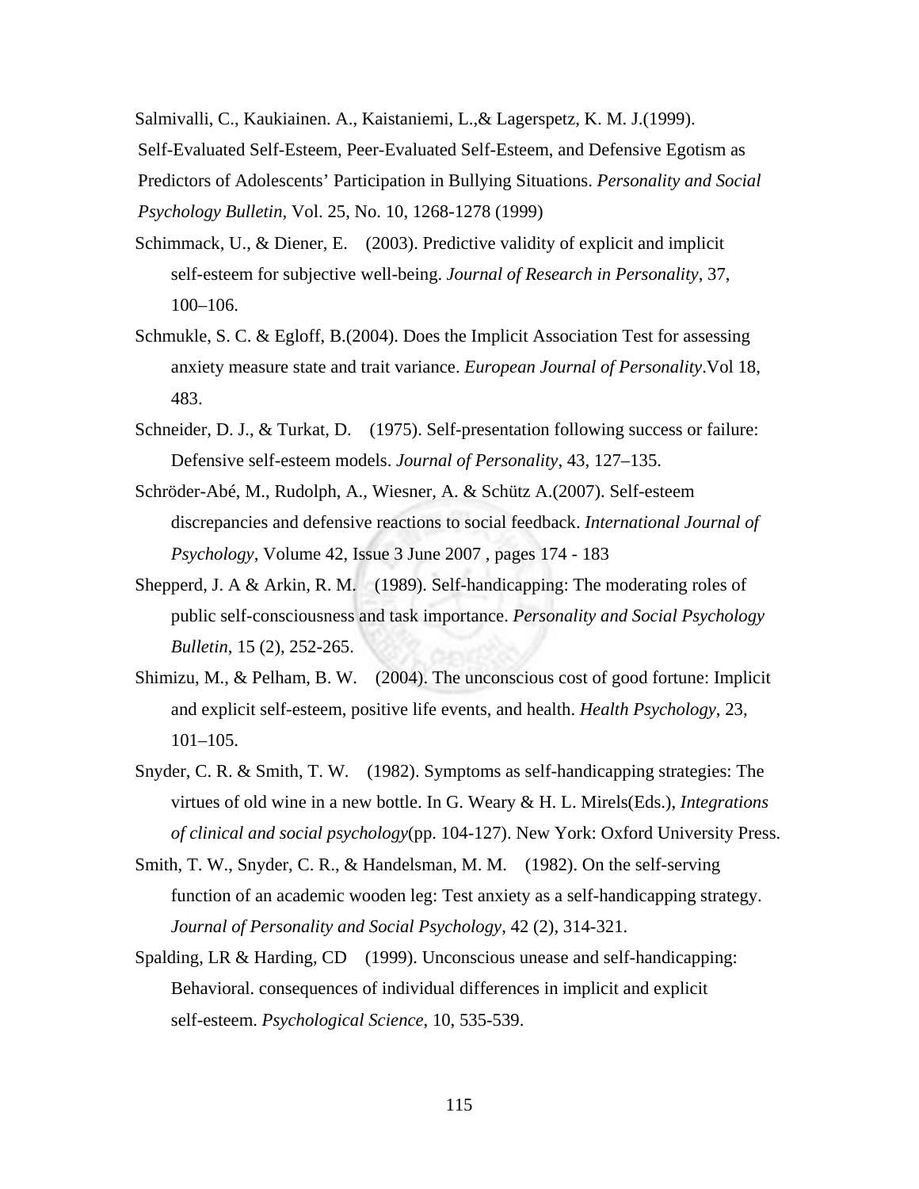Salmivalli, C., Kaukiainen. A., Kaistaniemi, L.,& Lagerspetz, K. M. J.(1999). Self-Evaluated Self-Esteem, Peer-Evaluated Self-Esteem, and Defensive Egotism as Predictors of Adolescents' Participation in Bullying Situations. *Personality and Social Psychology Bulletin*, Vol. 25, No. 10, 1268-1278 (1999)

Schimmack, U., & Diener, E. (2003). Predictive validity of explicit and implicit self-esteem for subjective well-being. *Journal of Research in Personality*, 37, 100–106.

Schmukle, S. C. & Egloff, B.(2004). Does the Implicit Association Test for assessing anxiety measure state and trait variance. *European Journal of Personality*.Vol 18, 483.

Schneider, D. J., & Turkat, D. (1975). Self-presentation following success or failure: Defensive self-esteem models. *Journal of Personality*, 43, 127–135.

Schröder-Abé, M., Rudolph, A., Wiesner, A. & Schütz A.(2007). Self-esteem discrepancies and defensive reactions to social feedback. *International Journal of Psychology*, Volume 42, Issue 3 June 2007 , pages 174 - 183

Shepperd, J. A & Arkin, R. M. (1989). Self-handicapping: The moderating roles of public self-consciousness and task importance. *Personality and Social Psychology Bulletin*, 15 (2), 252-265.

Shimizu, M., & Pelham, B. W. (2004). The unconscious cost of good fortune: Implicit and explicit self-esteem, positive life events, and health. *Health Psychology*, 23, 101–105.

Snyder, C. R. & Smith, T. W. (1982). Symptoms as self-handicapping strategies: The virtues of old wine in a new bottle. In G. Weary & H. L. Mirels(Eds.), *Integrations of clinical and social psychology*(pp. 104-127). New York: Oxford University Press.

Smith, T. W., Snyder, C. R., & Handelsman, M. M. (1982). On the self-serving function of an academic wooden leg: Test anxiety as a self-handicapping strategy. *Journal of Personality and Social Psychology*, 42 (2), 314-321.

Spalding, LR & Harding, CD (1999). Unconscious unease and self-handicapping: Behavioral. consequences of individual differences in implicit and explicit self-esteem. *Psychological Science*, 10, 535-539.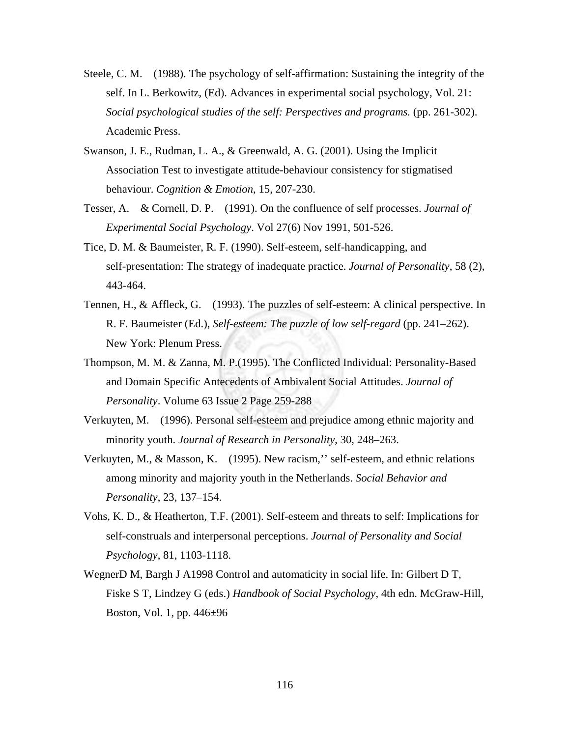Steele, C. M. (1988). The psychology of self-affirmation: Sustaining the integrity of the self. In L. Berkowitz, (Ed). Advances in experimental social psychology, Vol. 21: *Social psychological studies of the self: Perspectives and programs.* (pp. 261-302). Academic Press.

Swanson, J. E., Rudman, L. A., & Greenwald, A. G. (2001). Using the Implicit Association Test to investigate attitude-behaviour consistency for stigmatised behaviour. *Cognition & Emotion*, 15, 207-230.

Tesser, A. & Cornell, D. P. (1991). On the confluence of self processes. *Journal of Experimental Social Psychology*. Vol 27(6) Nov 1991, 501-526.

Tice, D. M. & Baumeister, R. F. (1990). Self-esteem, self-handicapping, and self-presentation: The strategy of inadequate practice. *Journal of Personality*, 58 (2), 443-464.

Tennen, H., & Affleck, G. (1993). The puzzles of self-esteem: A clinical perspective. In R. F. Baumeister (Ed.), *Self-esteem: The puzzle of low self-regard* (pp. 241–262). New York: Plenum Press.

Thompson, M. M. & Zanna, M. P.(1995). The Conflicted Individual: Personality-Based and Domain Specific Antecedents of Ambivalent Social Attitudes. *Journal of Personality*. Volume 63 Issue 2 Page 259-288

Verkuyten, M. (1996). Personal self-esteem and prejudice among ethnic majority and minority youth. *Journal of Research in Personality*, 30, 248–263.

Verkuyten, M., & Masson, K. (1995). New racism,'' self-esteem, and ethnic relations among minority and majority youth in the Netherlands. *Social Behavior and Personality*, 23, 137–154.

Vohs, K. D., & Heatherton, T.F. (2001). Self-esteem and threats to self: Implications for self-construals and interpersonal perceptions. *Journal of Personality and Social Psychology*, 81, 1103-1118.

WegnerD M, Bargh J A1998 Control and automaticity in social life. In: Gilbert D T, Fiske S T, Lindzey G (eds.) *Handbook of Social Psychology*, 4th edn. McGraw-Hill, Boston, Vol. 1, pp. 446±96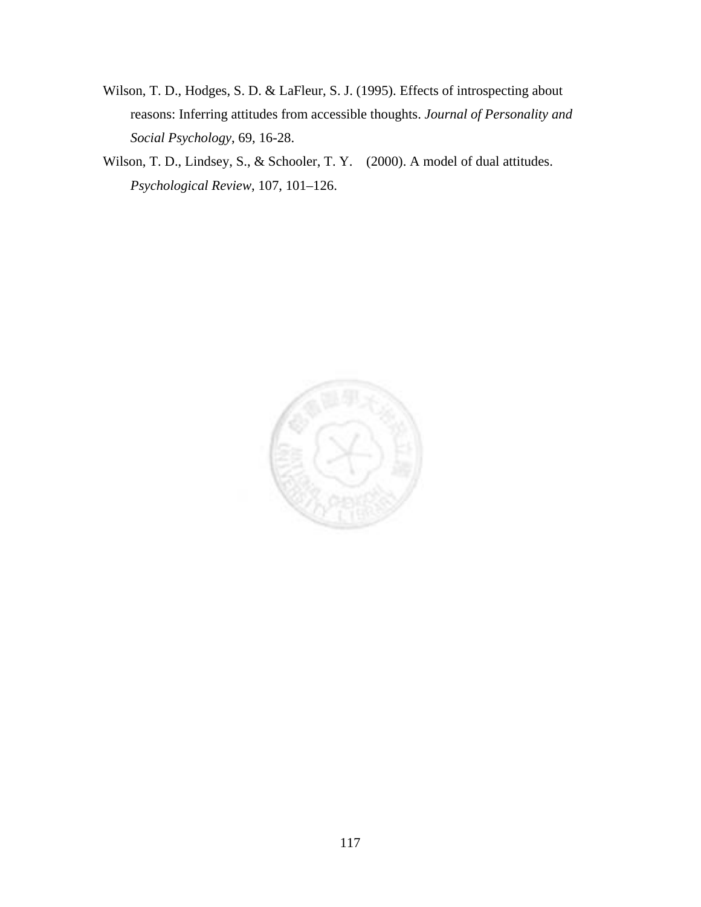Wilson, T. D., Hodges, S. D. & LaFleur, S. J. (1995). Effects of introspecting about reasons: Inferring attitudes from accessible thoughts. *Journal of Personality and Social Psychology*, 69, 16-28.

Wilson, T. D., Lindsey, S., & Schooler, T. Y. (2000). A model of dual attitudes. *Psychological Review*, 107, 101–126.